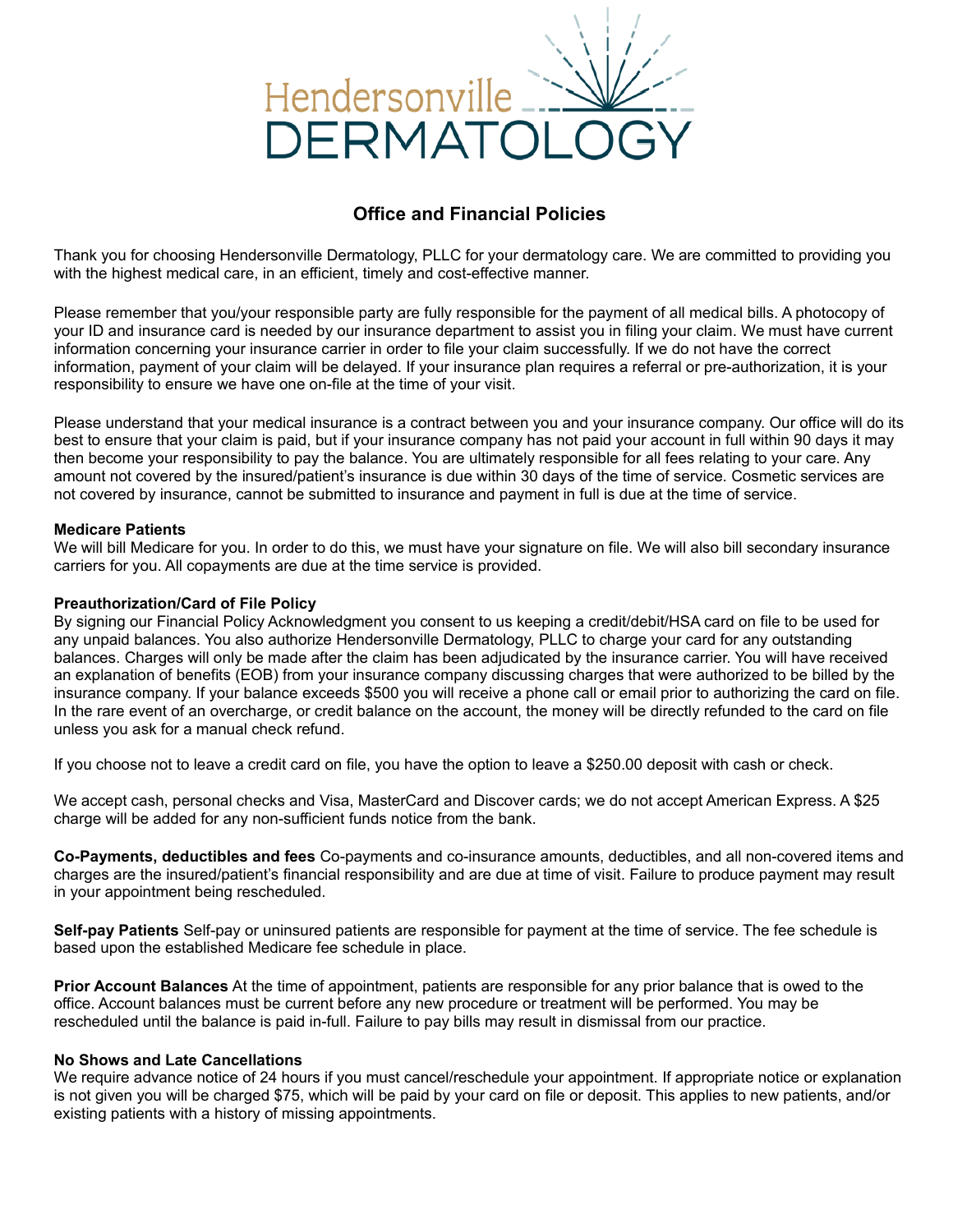Hendersonville DERMATOLOGY

## Office and Financial Policies

Thank you for choosing Hendersonville Dermatology, PLLC for your dermatology care. We are committed to providing you with the highest medical care, in an efficient, timely and cost-effective manner.

Please remember that you/your responsible party are fully responsible for the payment of all medical bills. A photocopy of your ID and insurance card is needed by our insurance department to assist you in filing your claim. We must have current information concerning your insurance carrier in order to file your claim successfully. If we do not have the correct information, payment of your claim will be delayed. If your insurance plan requires a referral or pre-authorization, it is your responsibility to ensure we have one on-file at the time of your visit.

Please understand that your medical insurance is a contract between you and your insurance company. Our office will do its best to ensure that your claim is paid, but if your insurance company has not paid your account in full within 90 days it may then become your responsibility to pay the balance. You are ultimately responsible for all fees relating to your care. Any amount not covered by the insured/patient's insurance is due within 30 days of the time of service. Cosmetic services are not covered by insurance, cannot be submitted to insurance and payment in full is due at the time of service.

**Medicare Patients**
We will bill Medicare for you. In order to do this, we must have your signature on file. We will also bill secondary insurance carriers for you. All copayments are due at the time service is provided.

**Preauthorization/Card of File Policy**
By signing our Financial Policy Acknowledgment you consent to us keeping a credit/debit/HSA card on file to be used for any unpaid balances. You also authorize Hendersonville Dermatology, PLLC to charge your card for any outstanding balances. Charges will only be made after the claim has been adjudicated by the insurance carrier. You will have received an explanation of benefits (EOB) from your insurance company discussing charges that were authorized to be billed by the insurance company. If your balance exceeds $500 you will receive a phone call or email prior to authorizing the card on file. In the rare event of an overcharge, or credit balance on the account, the money will be directly refunded to the card on file unless you ask for a manual check refund.

If you choose not to leave a credit card on file, you have the option to leave a $250.00 deposit with cash or check.

We accept cash, personal checks and Visa, MasterCard and Discover cards; we do not accept American Express. A $25 charge will be added for any non-sufficient funds notice from the bank.

**Co-Payments, deductibles and fees** Co-payments and co-insurance amounts, deductibles, and all non-covered items and charges are the insured/patient's financial responsibility and are due at time of visit. Failure to produce payment may result in your appointment being rescheduled.

**Self-pay Patients** Self-pay or uninsured patients are responsible for payment at the time of service. The fee schedule is based upon the established Medicare fee schedule in place.

**Prior Account Balances** At the time of appointment, patients are responsible for any prior balance that is owed to the office. Account balances must be current before any new procedure or treatment will be performed. You may be rescheduled until the balance is paid in-full. Failure to pay bills may result in dismissal from our practice.

**No Shows and Late Cancellations**
We require advance notice of 24 hours if you must cancel/reschedule your appointment. If appropriate notice or explanation is not given you will be charged $75, which will be paid by your card on file or deposit. This applies to new patients, and/or existing patients with a history of missing appointments.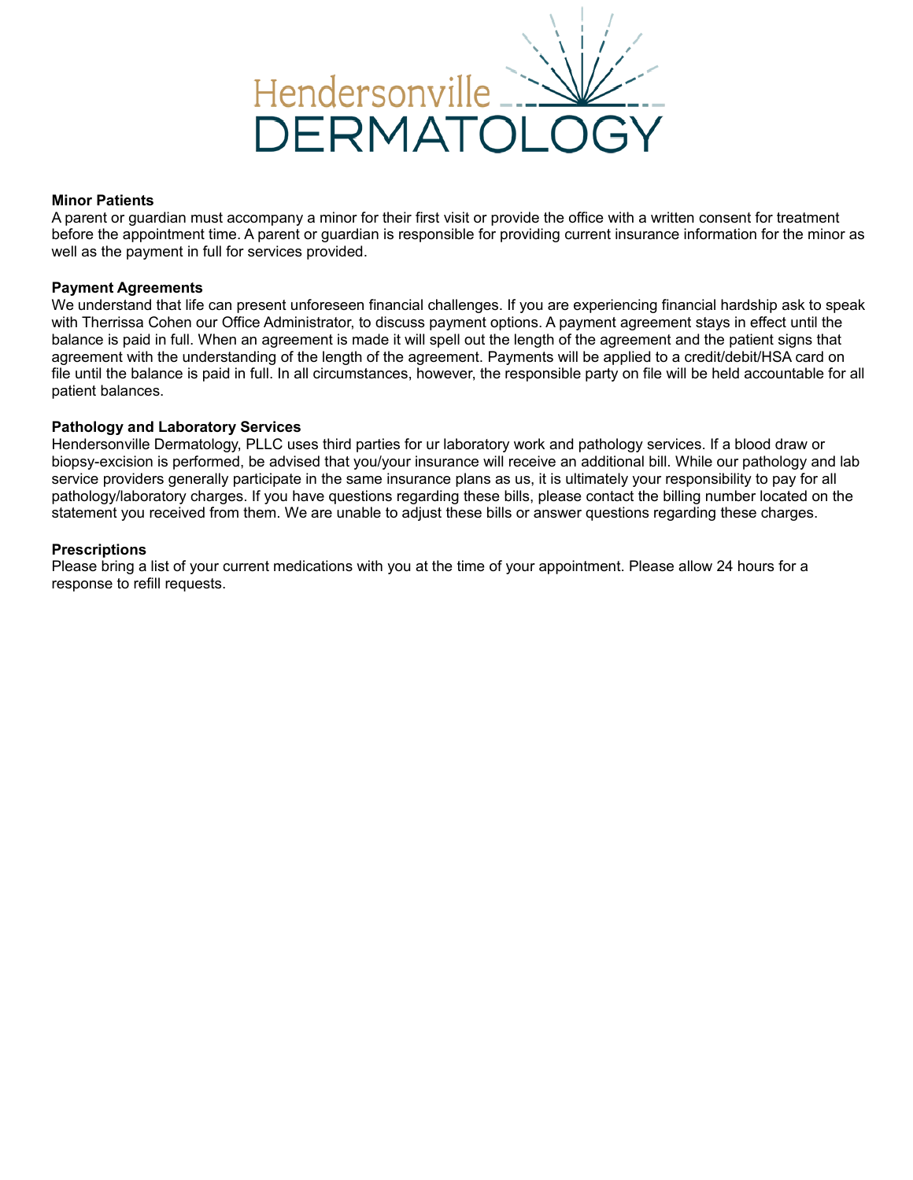## Minor Patients

A parent or guardian must accompany a minor for their first visit or provide the office with a written consent for treatment before the appointment time. A parent or guardian is responsible for providing current insurance information for the minor as well as the payment in full for services provided.

## Payment Agreements

We understand that life can present unforeseen financial challenges. If you are experiencing financial hardship ask to speak with Therrissa Cohen our Office Administrator, to discuss payment options. A payment agreement stays in effect until the balance is paid in full. When an agreement is made it will spell out the length of the agreement and the patient signs that agreement with the understanding of the length of the agreement. Payments will be applied to a credit/debit/HSA card on file until the balance is paid in full. In all circumstances, however, the responsible party on file will be held accountable for all patient balances.

## Pathology and Laboratory Services

Hendersonville Dermatology, PLLC uses third parties for ur laboratory work and pathology services. If a blood draw or biopsy-excision is performed, be advised that you/your insurance will receive an additional bill. While our pathology and lab service providers generally participate in the same insurance plans as us, it is ultimately your responsibility to pay for all pathology/laboratory charges. If you have questions regarding these bills, please contact the billing number located on the statement you received from them. We are unable to adjust these bills or answer questions regarding these charges.

## Prescriptions

Please bring a list of your current medications with you at the time of your appointment. Please allow 24 hours for a response to refill requests.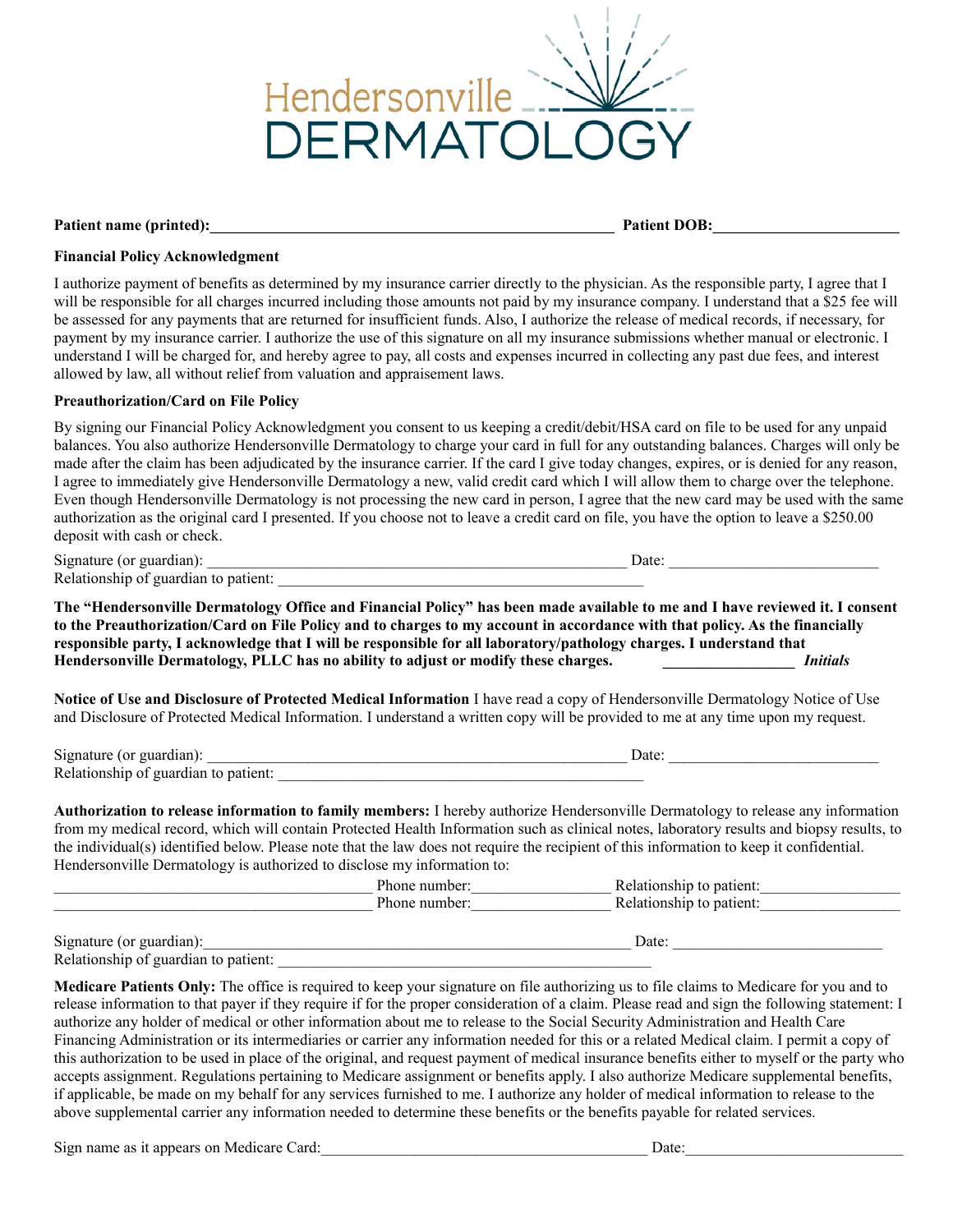Hendersonville DERMATOLOGY

**Patient name (printed):**\_\_\_\_\_\_\_\_\_\_\_\_\_\_\_\_\_\_\_\_\_\_\_\_\_\_\_\_\_\_\_\_\_\_\_\_\_\_\_\_\_\_\_\_\_\_\_\_\_\_\_\_ **Patient DOB:**\_\_\_\_\_\_\_\_\_\_\_\_\_\_\_\_\_\_\_\_\_\_\_\_\_

**Financial Policy Acknowledgment**

I authorize payment of benefits as determined by my insurance carrier directly to the physician. As the responsible party, I agree that I will be responsible for all charges incurred including those amounts not paid by my insurance company. I understand that a $25 fee will be assessed for any payments that are returned for insufficient funds. Also, I authorize the release of medical records, if necessary, for payment by my insurance carrier. I authorize the use of this signature on all my insurance submissions whether manual or electronic. I understand I will be charged for, and hereby agree to pay, all costs and expenses incurred in collecting any past due fees, and interest allowed by law, all without relief from valuation and appraisement laws.

**Preauthorization/Card on File Policy**

By signing our Financial Policy Acknowledgment you consent to us keeping a credit/debit/HSA card on file to be used for any unpaid balances. You also authorize Hendersonville Dermatology to charge your card in full for any outstanding balances. Charges will only be made after the claim has been adjudicated by the insurance carrier. If the card I give today changes, expires, or is denied for any reason, I agree to immediately give Hendersonville Dermatology a new, valid credit card which I will allow them to charge over the telephone. Even though Hendersonville Dermatology is not processing the new card in person, I agree that the new card may be used with the same authorization as the original card I presented. If you choose not to leave a credit card on file, you have the option to leave a $250.00 deposit with cash or check.

Signature (or guardian): \_\_\_\_\_\_\_\_\_\_\_\_\_\_\_\_\_\_\_\_\_\_\_\_\_\_\_\_\_\_\_\_\_\_\_\_\_\_\_\_\_\_\_\_\_\_\_\_\_\_\_\_ Date: \_\_\_\_\_\_\_\_\_\_\_\_\_\_\_\_\_\_\_\_\_\_\_\_\_\_\_\_
Relationship of guardian to patient: \_\_\_\_\_\_\_\_\_\_\_\_\_\_\_\_\_\_\_\_\_\_\_\_\_\_\_\_\_\_\_\_\_\_\_\_\_\_\_\_\_\_\_\_\_\_\_\_\_

**The "Hendersonville Dermatology Office and Financial Policy" has been made available to me and I have reviewed it. I consent to the Preauthorization/Card on File Policy and to charges to my account in accordance with that policy. As the financially responsible party, I acknowledge that I will be responsible for all laboratory/pathology charges. I understand that Hendersonville Dermatology, PLLC has no ability to adjust or modify these charges.** \_\_\_\_\_\_\_\_\_\_\_\_\_\_\_\_\_\_ ***Initials***

**Notice of Use and Disclosure of Protected Medical Information** I have read a copy of Hendersonville Dermatology Notice of Use and Disclosure of Protected Medical Information. I understand a written copy will be provided to me at any time upon my request.

Signature (or guardian): \_\_\_\_\_\_\_\_\_\_\_\_\_\_\_\_\_\_\_\_\_\_\_\_\_\_\_\_\_\_\_\_\_\_\_\_\_\_\_\_\_\_\_\_\_\_\_\_\_\_\_\_ Date: \_\_\_\_\_\_\_\_\_\_\_\_\_\_\_\_\_\_\_\_\_\_\_\_\_\_\_\_
Relationship of guardian to patient: \_\_\_\_\_\_\_\_\_\_\_\_\_\_\_\_\_\_\_\_\_\_\_\_\_\_\_\_\_\_\_\_\_\_\_\_\_\_\_\_\_\_\_\_\_\_\_\_\_

**Authorization to release information to family members:** I hereby authorize Hendersonville Dermatology to release any information from my medical record, which will contain Protected Health Information such as clinical notes, laboratory results and biopsy results, to the individual(s) identified below. Please note that the law does not require the recipient of this information to keep it confidential. Hendersonville Dermatology is authorized to disclose my information to:

\_\_\_\_\_\_\_\_\_\_\_\_\_\_\_\_\_\_\_\_\_\_\_\_\_\_\_\_\_\_\_\_\_\_\_\_\_\_\_\_\_\_ Phone number:\_\_\_\_\_\_\_\_\_\_\_\_\_\_\_\_\_\_\_ Relationship to patient:\_\_\_\_\_\_\_\_\_\_\_\_\_\_\_\_\_\_\_
\_\_\_\_\_\_\_\_\_\_\_\_\_\_\_\_\_\_\_\_\_\_\_\_\_\_\_\_\_\_\_\_\_\_\_\_\_\_\_\_\_\_ Phone number:\_\_\_\_\_\_\_\_\_\_\_\_\_\_\_\_\_\_\_ Relationship to patient:\_\_\_\_\_\_\_\_\_\_\_\_\_\_\_\_\_\_\_

Signature (or guardian):\_\_\_\_\_\_\_\_\_\_\_\_\_\_\_\_\_\_\_\_\_\_\_\_\_\_\_\_\_\_\_\_\_\_\_\_\_\_\_\_\_\_\_\_\_\_\_\_\_\_\_\_\_\_ Date: \_\_\_\_\_\_\_\_\_\_\_\_\_\_\_\_\_\_\_\_\_\_\_\_\_\_\_\_
Relationship of guardian to patient: \_\_\_\_\_\_\_\_\_\_\_\_\_\_\_\_\_\_\_\_\_\_\_\_\_\_\_\_\_\_\_\_\_\_\_\_\_\_\_\_\_\_\_\_\_\_\_\_\_\_\_

**Medicare Patients Only:** The office is required to keep your signature on file authorizing us to file claims to Medicare for you and to release information to that payer if they require if for the proper consideration of a claim. Please read and sign the following statement: I authorize any holder of medical or other information about me to release to the Social Security Administration and Health Care Financing Administration or its intermediaries or carrier any information needed for this or a related Medical claim. I permit a copy of this authorization to be used in place of the original, and request payment of medical insurance benefits either to myself or the party who accepts assignment. Regulations pertaining to Medicare assignment or benefits apply. I also authorize Medicare supplemental benefits, if applicable, be made on my behalf for any services furnished to me. I authorize any holder of medical information to release to the above supplemental carrier any information needed to determine these benefits or the benefits payable for related services.

Sign name as it appears on Medicare Card:\_\_\_\_\_\_\_\_\_\_\_\_\_\_\_\_\_\_\_\_\_\_\_\_\_\_\_\_\_\_\_\_\_\_\_\_\_\_\_\_\_\_\_\_ Date:\_\_\_\_\_\_\_\_\_\_\_\_\_\_\_\_\_\_\_\_\_\_\_\_\_\_\_\_\_\_